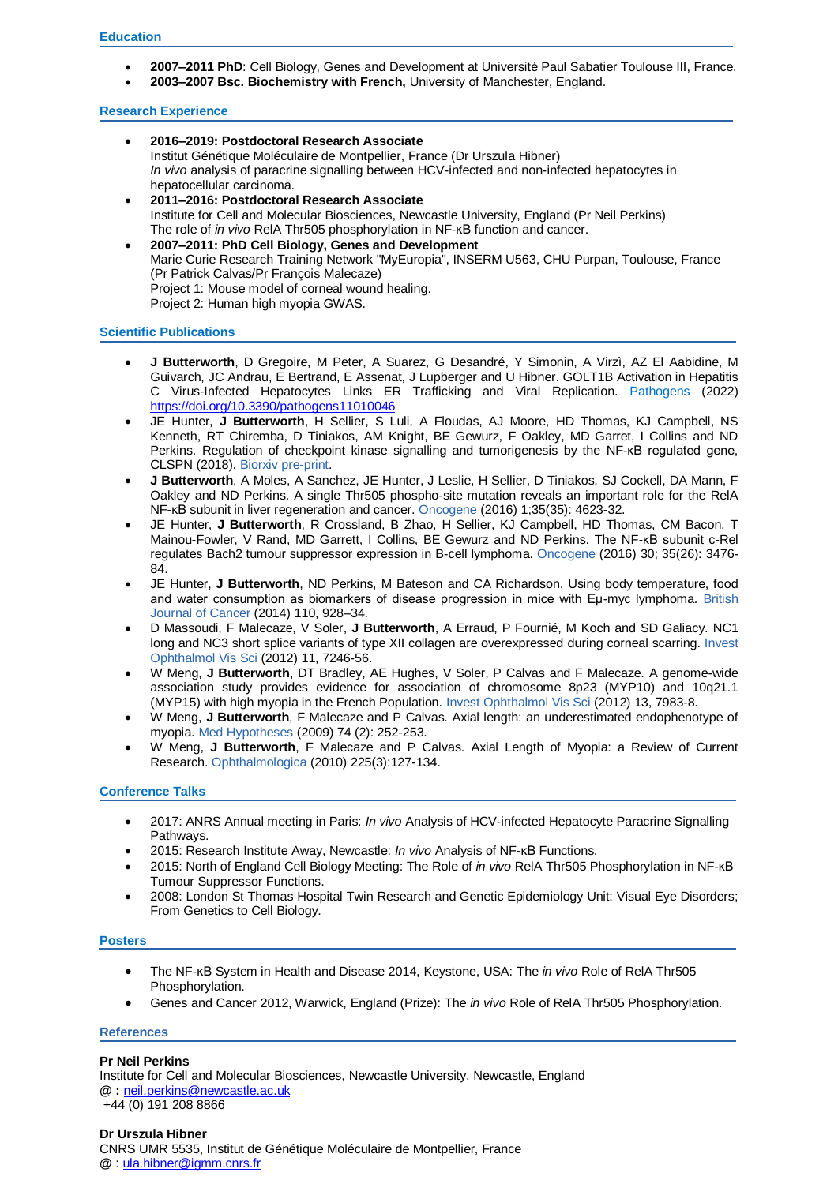## Education

- **2007–2011 PhD**: Cell Biology, Genes and Development at Université Paul Sabatier Toulouse III, France.
- **2003–2007 Bsc. Biochemistry with French,** University of Manchester, England.

## Research Experience

- **2016–2019: Postdoctoral Research Associate**
  Institut Génétique Moléculaire de Montpellier, France (Dr Urszula Hibner)
  *In vivo* analysis of paracrine signalling between HCV-infected and non-infected hepatocytes in hepatocellular carcinoma.
- **2011–2016: Postdoctoral Research Associate**
  Institute for Cell and Molecular Biosciences, Newcastle University, England (Pr Neil Perkins)
  The role of *in vivo* RelA Thr505 phosphorylation in NF-κB function and cancer.
- **2007–2011: PhD Cell Biology, Genes and Development**
  Marie Curie Research Training Network "MyEuropia", INSERM U563, CHU Purpan, Toulouse, France (Pr Patrick Calvas/Pr François Malecaze)
  Project 1: Mouse model of corneal wound healing.
  Project 2: Human high myopia GWAS.

## Scientific Publications

- **J Butterworth**, D Gregoire, M Peter, A Suarez, G Desandré, Y Simonin, A Virzì, AZ El Aabidine, M Guivarch, JC Andrau, E Bertrand, E Assenat, J Lupberger and U Hibner. GOLT1B Activation in Hepatitis C Virus-Infected Hepatocytes Links ER Trafficking and Viral Replication. Pathogens (2022) https://doi.org/10.3390/pathogens11010046
- JE Hunter, **J Butterworth**, H Sellier, S Luli, A Floudas, AJ Moore, HD Thomas, KJ Campbell, NS Kenneth, RT Chiremba, D Tiniakos, AM Knight, BE Gewurz, F Oakley, MD Garret, I Collins and ND Perkins. Regulation of checkpoint kinase signalling and tumorigenesis by the NF-κB regulated gene, CLSPN (2018). Biorxiv pre-print.
- **J Butterworth**, A Moles, A Sanchez, JE Hunter, J Leslie, H Sellier, D Tiniakos, SJ Cockell, DA Mann, F Oakley and ND Perkins. A single Thr505 phospho-site mutation reveals an important role for the RelA NF-κB subunit in liver regeneration and cancer. Oncogene (2016) 1;35(35): 4623-32.
- JE Hunter, **J Butterworth**, R Crossland, B Zhao, H Sellier, KJ Campbell, HD Thomas, CM Bacon, T Mainou-Fowler, V Rand, MD Garrett, I Collins, BE Gewurz and ND Perkins. The NF-κB subunit c-Rel regulates Bach2 tumour suppressor expression in B-cell lymphoma. Oncogene (2016) 30; 35(26): 3476-84.
- JE Hunter, **J Butterworth**, ND Perkins, M Bateson and CA Richardson. Using body temperature, food and water consumption as biomarkers of disease progression in mice with Eμ-myc lymphoma. British Journal of Cancer (2014) 110, 928–34.
- D Massoudi, F Malecaze, V Soler, **J Butterworth**, A Erraud, P Fournié, M Koch and SD Galiacy. NC1 long and NC3 short splice variants of type XII collagen are overexpressed during corneal scarring. Invest Ophthalmol Vis Sci (2012) 11, 7246-56.
- W Meng, **J Butterworth**, DT Bradley, AE Hughes, V Soler, P Calvas and F Malecaze. A genome-wide association study provides evidence for association of chromosome 8p23 (MYP10) and 10q21.1 (MYP15) with high myopia in the French Population. Invest Ophthalmol Vis Sci (2012) 13, 7983-8.
- W Meng, **J Butterworth**, F Malecaze and P Calvas. Axial length: an underestimated endophenotype of myopia. Med Hypotheses (2009) 74 (2): 252-253.
- W Meng, **J Butterworth**, F Malecaze and P Calvas. Axial Length of Myopia: a Review of Current Research. Ophthalmologica (2010) 225(3):127-134.

## Conference Talks

- 2017: ANRS Annual meeting in Paris: *In vivo* Analysis of HCV-infected Hepatocyte Paracrine Signalling Pathways.
- 2015: Research Institute Away, Newcastle: *In vivo* Analysis of NF-κB Functions.
- 2015: North of England Cell Biology Meeting: The Role of *in vivo* RelA Thr505 Phosphorylation in NF-κB Tumour Suppressor Functions.
- 2008: London St Thomas Hospital Twin Research and Genetic Epidemiology Unit: Visual Eye Disorders; From Genetics to Cell Biology.

## Posters

- The NF-κB System in Health and Disease 2014, Keystone, USA: The *in vivo* Role of RelA Thr505 Phosphorylation.
- Genes and Cancer 2012, Warwick, England (Prize): The *in vivo* Role of RelA Thr505 Phosphorylation.

## References

**Pr Neil Perkins**
Institute for Cell and Molecular Biosciences, Newcastle University, Newcastle, England
**@ :** neil.perkins@newcastle.ac.uk
+44 (0) 191 208 8866

**Dr Urszula Hibner**
CNRS UMR 5535, Institut de Génétique Moléculaire de Montpellier, France
@ : ula.hibner@igmm.cnrs.fr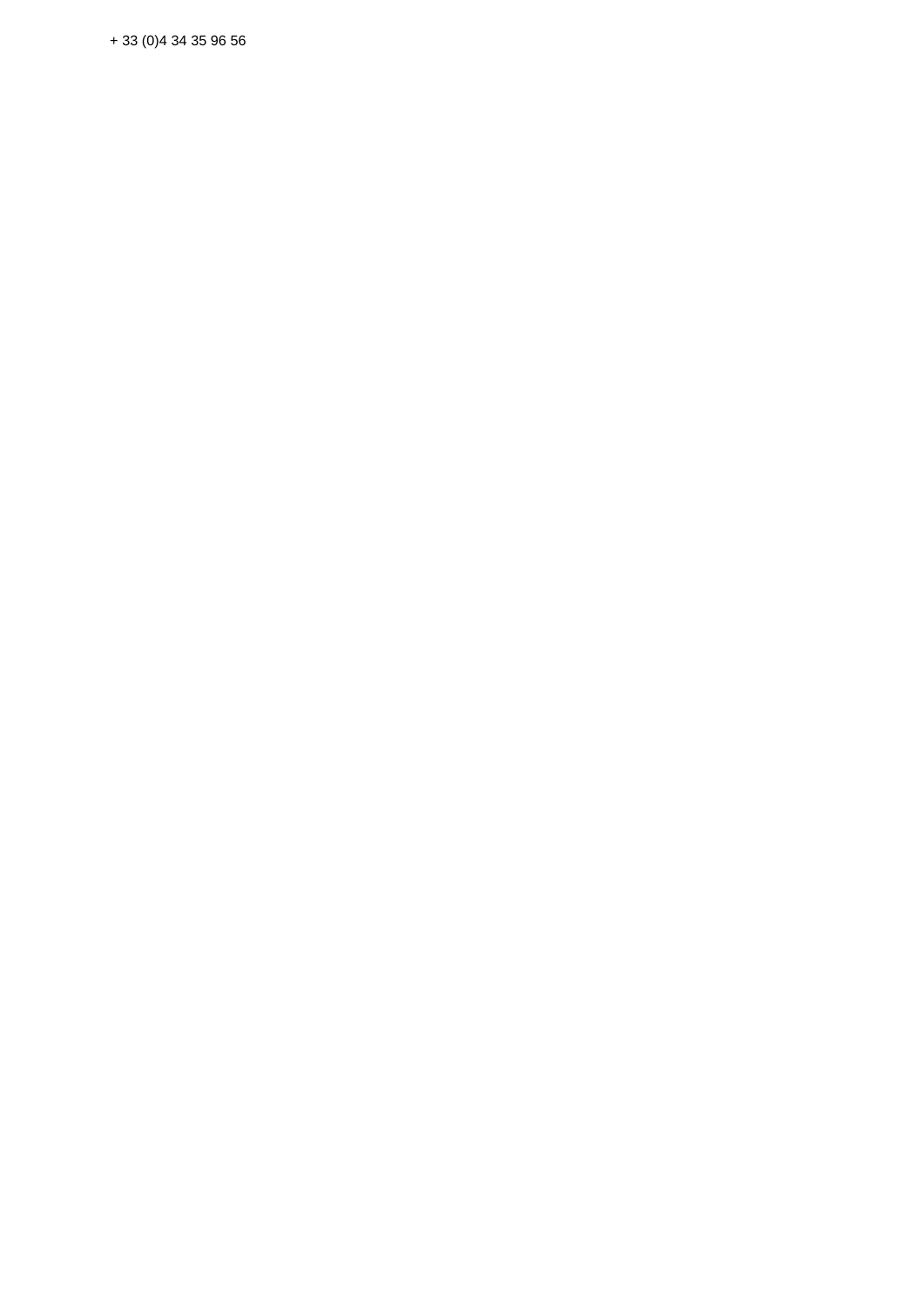+ 33 (0)4 34 35 96 56